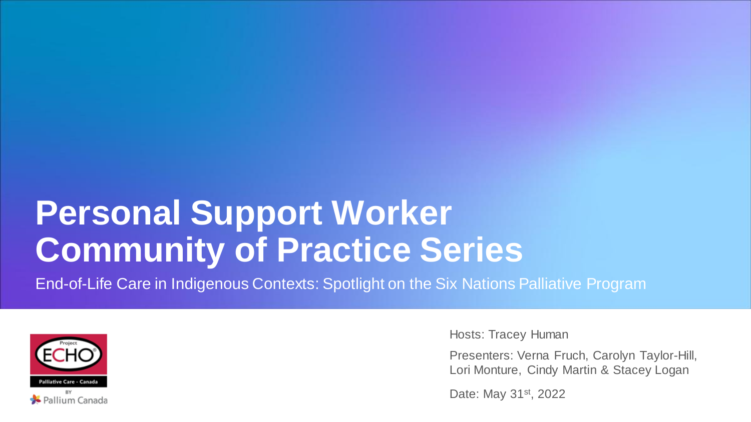# Personal Support Worker Community of Practice Series

End-of-Life Care in Indigenous Contexts: Spotlight on the Six Nations Palliative Program

Project ECHO

Palliative Care - Canada

BY

Pallium Canada

Hosts: Tracey Human

Presenters: Verna Fruch, Carolyn Taylor-Hill, Lori Monture, Cindy Martin & Stacey Logan

Date: May 31st, 2022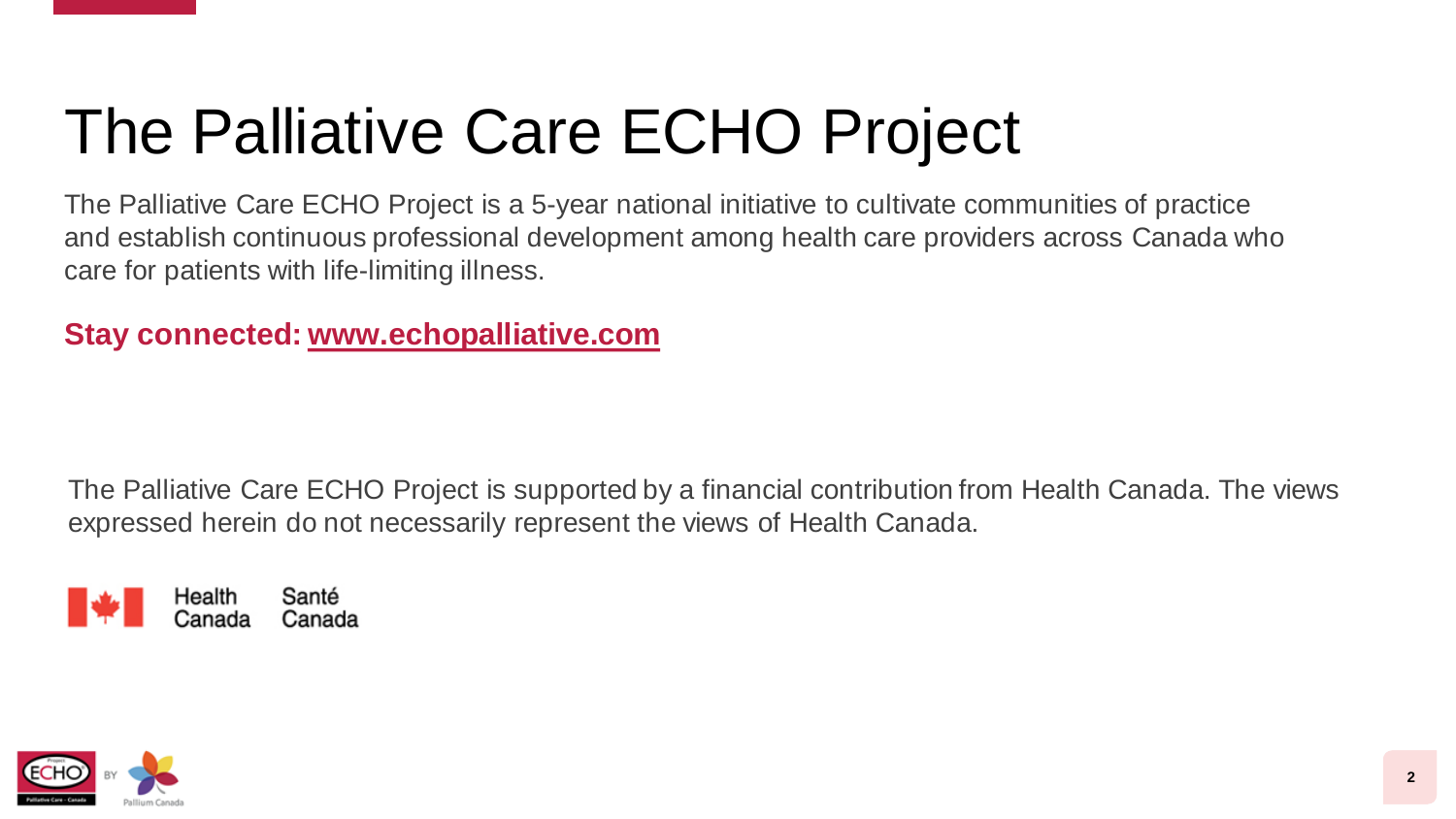# The Palliative Care ECHO Project

The Palliative Care ECHO Project is a 5-year national initiative to cultivate communities of practice and establish continuous professional development among health care providers across Canada who care for patients with life-limiting illness.

**Stay connected: [www.echopalliative.com](http://www.echopalliative.com)**

The Palliative Care ECHO Project is supported by a financial contribution from Health Canada. The views expressed herein do not necessarily represent the views of Health Canada.

Health Canada Santé Canada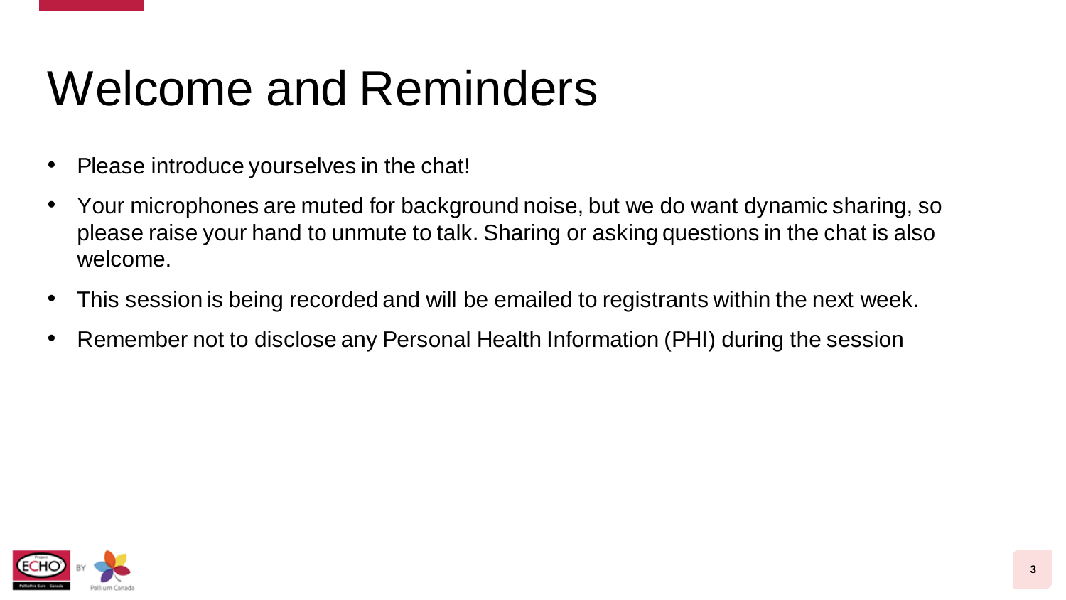# Welcome and Reminders

- Please introduce yourselves in the chat!
- Your microphones are muted for background noise, but we do want dynamic sharing, so please raise your hand to unmute to talk. Sharing or asking questions in the chat is also welcome.
- This session is being recorded and will be emailed to registrants within the next week.
- Remember not to disclose any Personal Health Information (PHI) during the session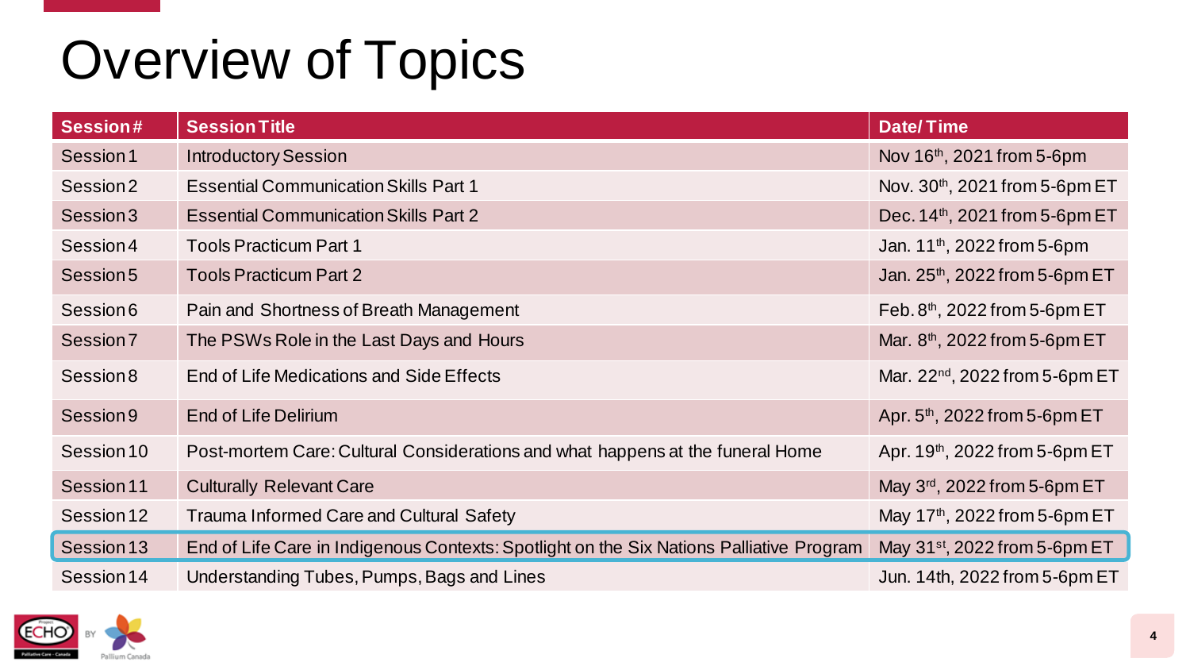# Overview of Topics

| Session# | Session Title | Date/ Time |
|---|---|---|
| Session 1 | Introductory Session | Nov 16th, 2021 from 5-6pm |
| Session 2 | Essential Communication Skills Part 1 | Nov. 30th, 2021 from 5-6pm ET |
| Session 3 | Essential Communication Skills Part 2 | Dec. 14th, 2021 from 5-6pm ET |
| Session 4 | Tools Practicum Part 1 | Jan. 11th, 2022 from 5-6pm |
| Session 5 | Tools Practicum Part 2 | Jan. 25th, 2022 from 5-6pm ET |
| Session 6 | Pain and Shortness of Breath Management | Feb. 8th, 2022 from 5-6pm ET |
| Session 7 | The PSWs Role in the Last Days and Hours | Mar. 8th, 2022 from 5-6pm ET |
| Session 8 | End of Life Medications and Side Effects | Mar. 22nd, 2022 from 5-6pm ET |
| Session 9 | End of Life Delirium | Apr. 5th, 2022 from 5-6pm ET |
| Session 10 | Post-mortem Care: Cultural Considerations and what happens at the funeral Home | Apr. 19th, 2022 from 5-6pm ET |
| Session 11 | Culturally Relevant Care | May 3rd, 2022 from 5-6pm ET |
| Session 12 | Trauma Informed Care and Cultural Safety | May 17th, 2022 from 5-6pm ET |
| Session 13 | End of Life Care in Indigenous Contexts: Spotlight on the Six Nations Palliative Program | May 31st, 2022 from 5-6pm ET |
| Session 14 | Understanding Tubes, Pumps, Bags and Lines | Jun. 14th, 2022 from 5-6pm ET |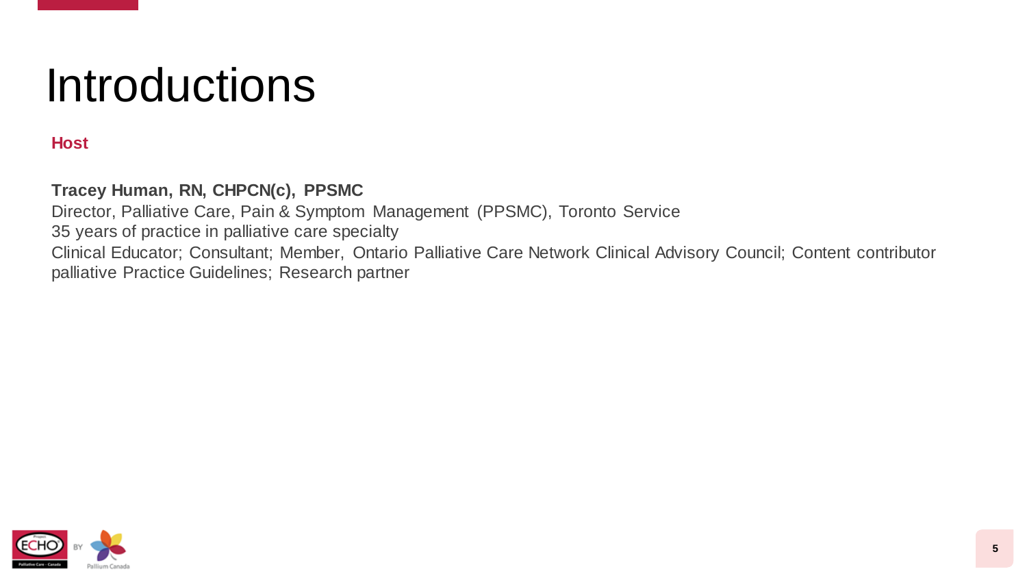# Introductions

**Host**

**Tracey Human, RN, CHPCN(c), PPSMC**
Director, Palliative Care, Pain & Symptom Management (PPSMC), Toronto Service
35 years of practice in palliative care specialty
Clinical Educator; Consultant; Member, Ontario Palliative Care Network Clinical Advisory Council; Content contributor palliative Practice Guidelines; Research partner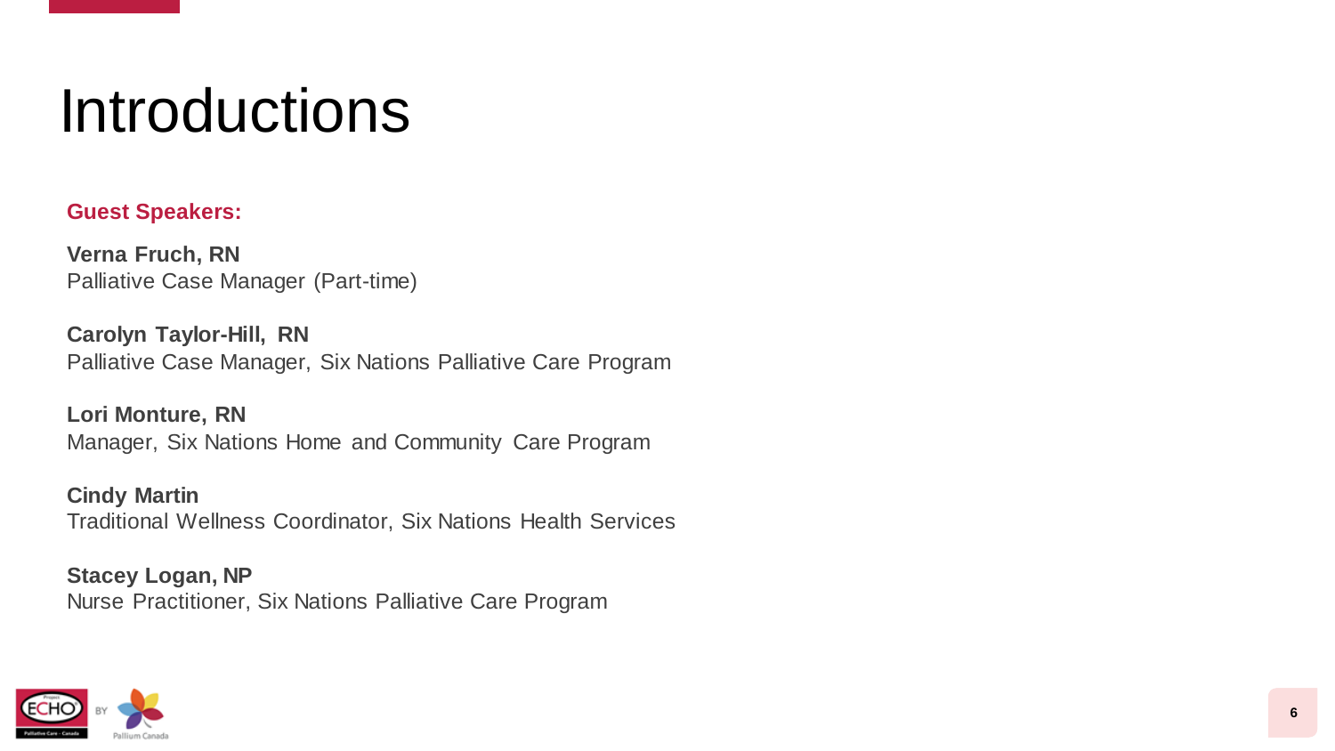# Introductions

**Guest Speakers:**

**Verna Fruch, RN**
Palliative Case Manager (Part-time)

**Carolyn Taylor-Hill, RN**
Palliative Case Manager, Six Nations Palliative Care Program

**Lori Monture, RN**
Manager, Six Nations Home and Community Care Program

**Cindy Martin**
Traditional Wellness Coordinator, Six Nations Health Services

**Stacey Logan, NP**
Nurse Practitioner, Six Nations Palliative Care Program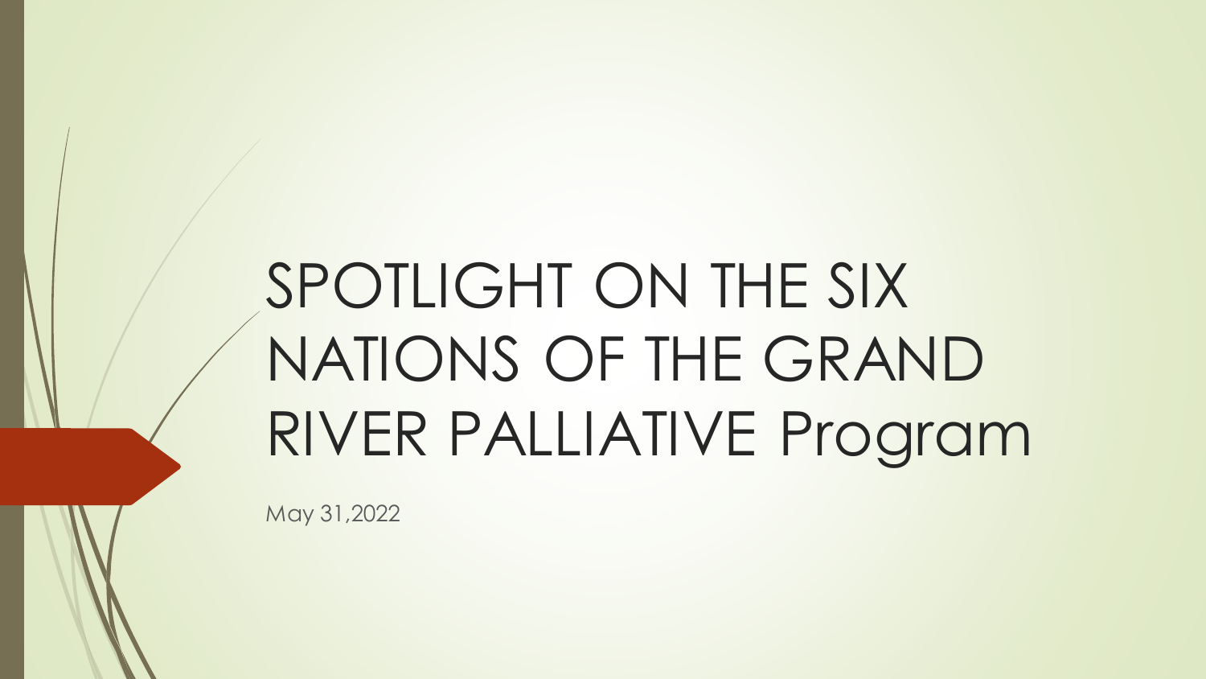# SPOTLIGHT ON THE SIX NATIONS OF THE GRAND RIVER PALLIATIVE Program

May 31,2022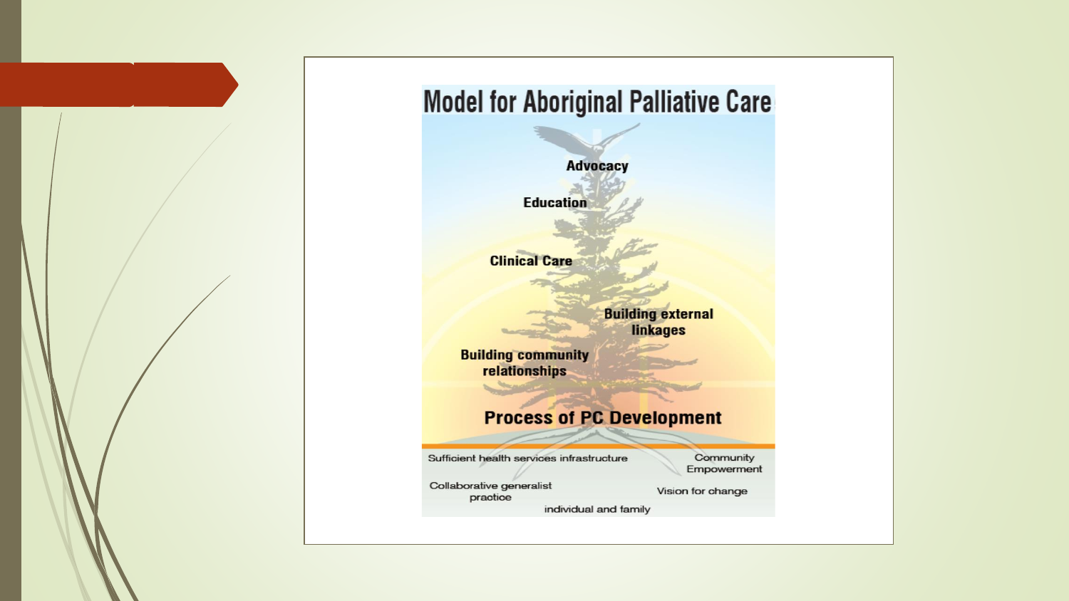# Model for Aboriginal Palliative Care

Advocacy

Education

Clinical Care

Building external linkages

Building community relationships

**Process of PC Development**

Sufficient health services infrastructure

Community Empowerment

Collaborative generalist practice

Vision for change

individual and family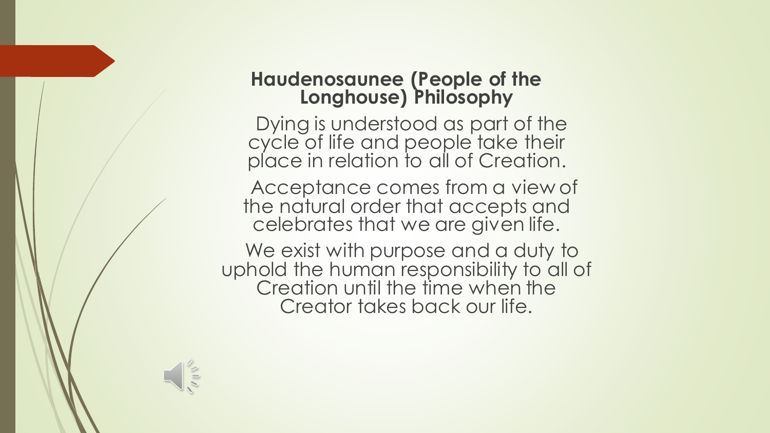## Haudenosaunee (People of the Longhouse) Philosophy

Dying is understood as part of the cycle of life and people take their place in relation to all of Creation.

Acceptance comes from a view of the natural order that accepts and celebrates that we are given life.

We exist with purpose and a duty to uphold the human responsibility to all of Creation until the time when the Creator takes back our life.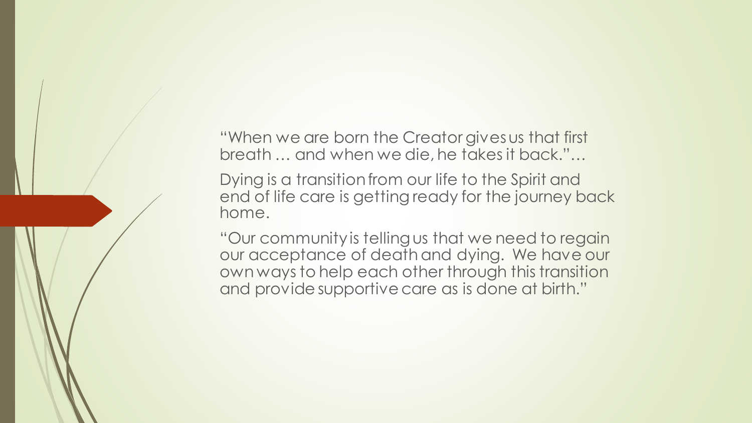"When we are born the Creator gives us that first breath … and when we die, he takes it back."…

Dying is a transition from our life to the Spirit and end of life care is getting ready for the journey back home.

"Our community is telling us that we need to regain our acceptance of death and dying. We have our own ways to help each other through this transition and provide supportive care as is done at birth."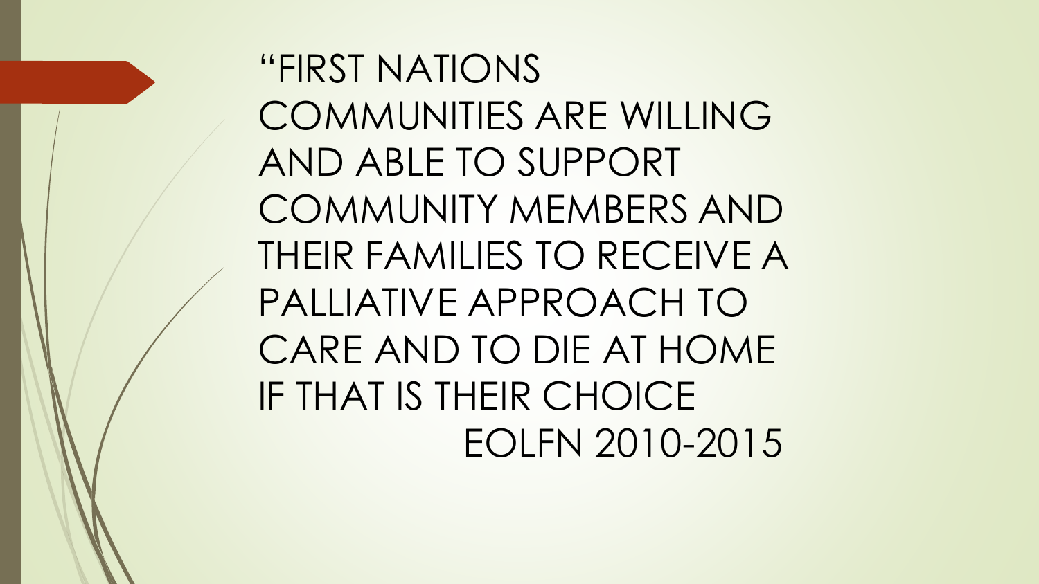"FIRST NATIONS COMMUNITIES ARE WILLING AND ABLE TO SUPPORT COMMUNITY MEMBERS AND THEIR FAMILIES TO RECEIVE A PALLIATIVE APPROACH TO CARE AND TO DIE AT HOME IF THAT IS THEIR CHOICE

EOLFN 2010-2015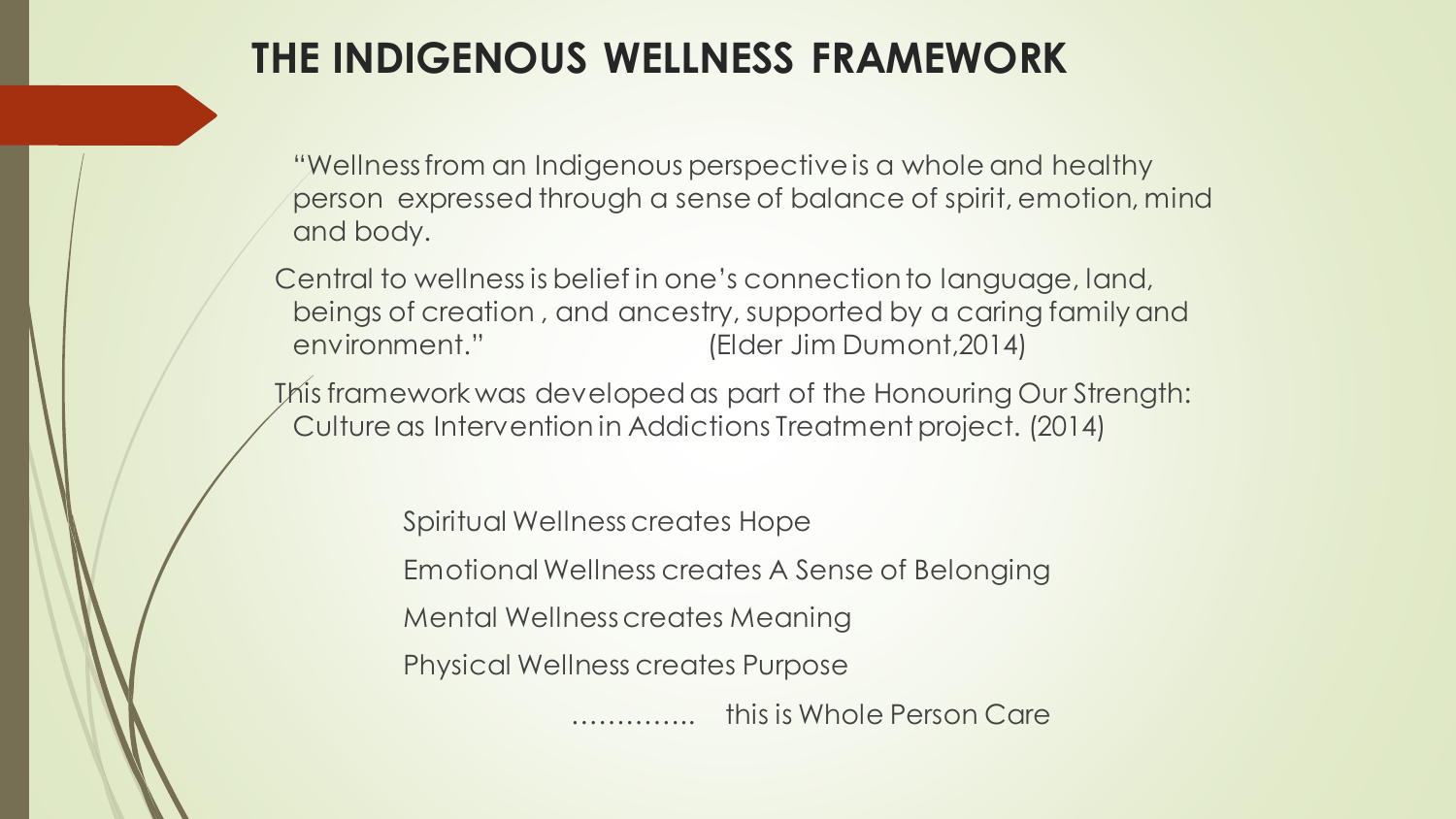# THE INDIGENOUS WELLNESS FRAMEWORK

"Wellness from an Indigenous perspective is a whole and healthy person expressed through a sense of balance of spirit, emotion, mind and body.

Central to wellness is belief in one's connection to language, land, beings of creation , and ancestry, supported by a caring family and environment." (Elder Jim Dumont,2014)

This framework was developed as part of the Honouring Our Strength: Culture as Intervention in Addictions Treatment project. (2014)

Spiritual Wellness creates Hope

Emotional Wellness creates A Sense of Belonging

Mental Wellness creates Meaning

Physical Wellness creates Purpose

………….. this is Whole Person Care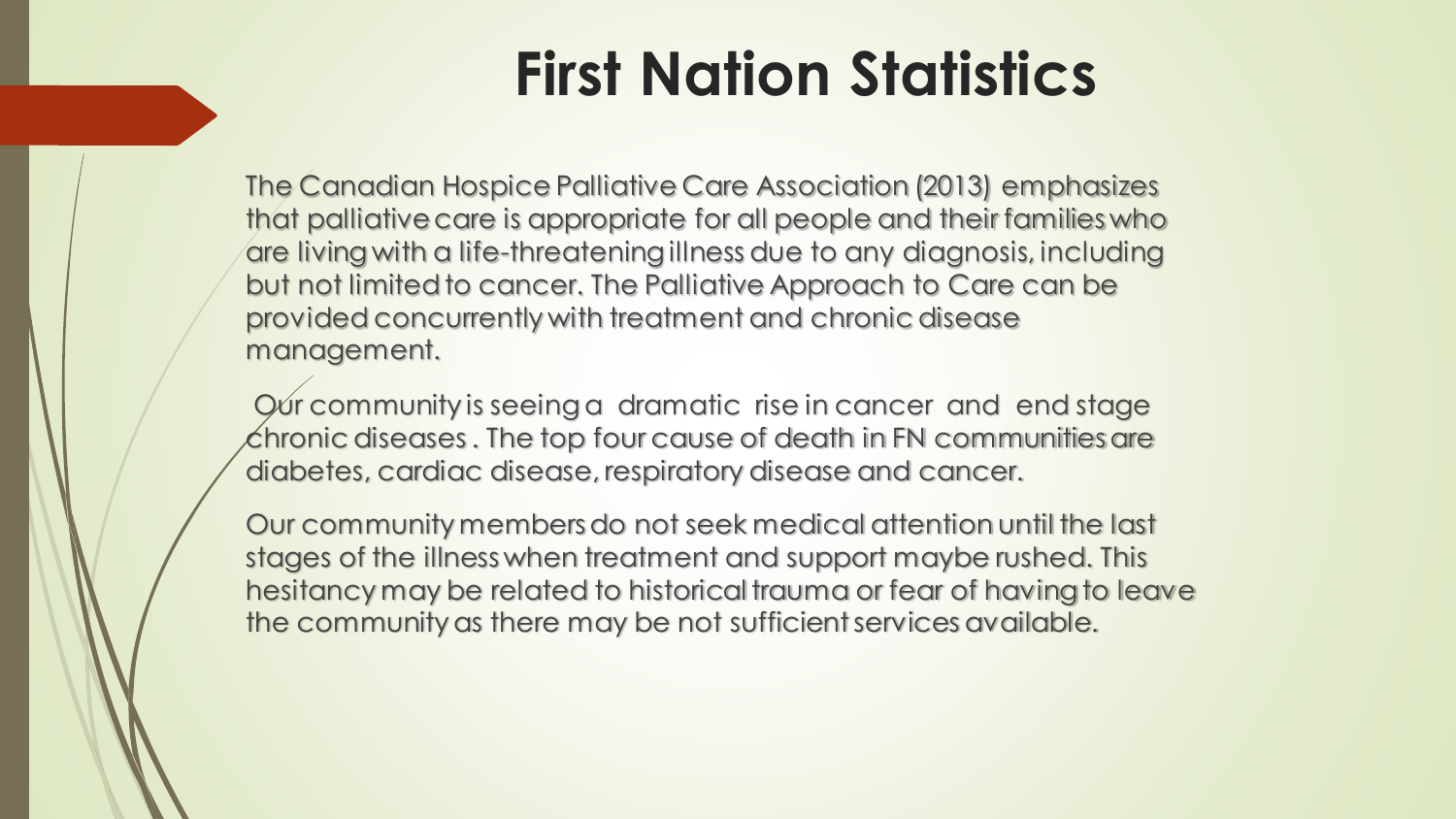# First Nation Statistics

The Canadian Hospice Palliative Care Association (2013) emphasizes that palliative care is appropriate for all people and their families who are living with a life-threatening illness due to any diagnosis, including but not limited to cancer. The Palliative Approach to Care can be provided concurrently with treatment and chronic disease management.

Our community is seeing a dramatic rise in cancer and end stage chronic diseases . The top four cause of death in FN communities are diabetes, cardiac disease, respiratory disease and cancer.

Our community members do not seek medical attention until the last stages of the illness when treatment and support maybe rushed. This hesitancy may be related to historical trauma or fear of having to leave the community as there may be not sufficient services available.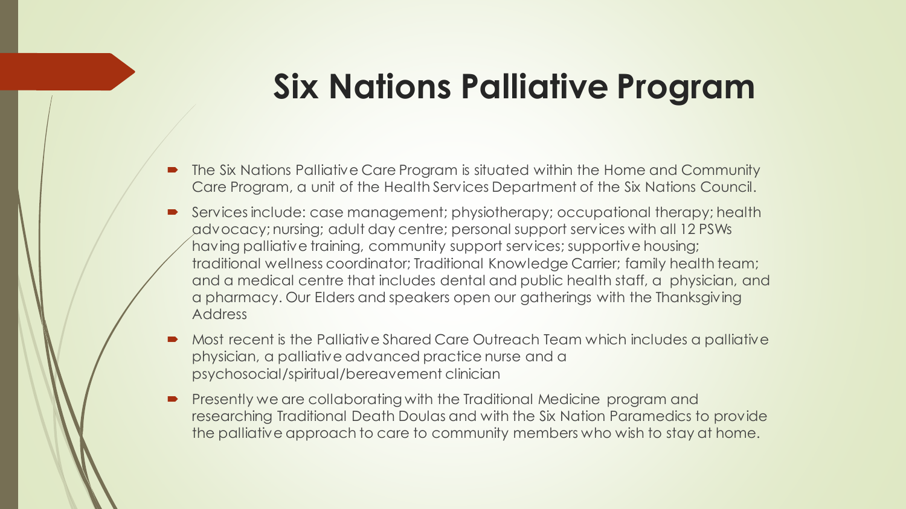# Six Nations Palliative Program

- The Six Nations Palliative Care Program is situated within the Home and Community Care Program, a unit of the Health Services Department of the Six Nations Council.
- Services include: case management; physiotherapy; occupational therapy; health advocacy; nursing; adult day centre; personal support services with all 12 PSWs having palliative training, community support services; supportive housing; traditional wellness coordinator; Traditional Knowledge Carrier; family health team; and a medical centre that includes dental and public health staff, a physician, and a pharmacy. Our Elders and speakers open our gatherings with the Thanksgiving Address
- Most recent is the Palliative Shared Care Outreach Team which includes a palliative physician, a palliative advanced practice nurse and a psychosocial/spiritual/bereavement clinician
- Presently we are collaborating with the Traditional Medicine program and researching Traditional Death Doulas and with the Six Nation Paramedics to provide the palliative approach to care to community members who wish to stay at home.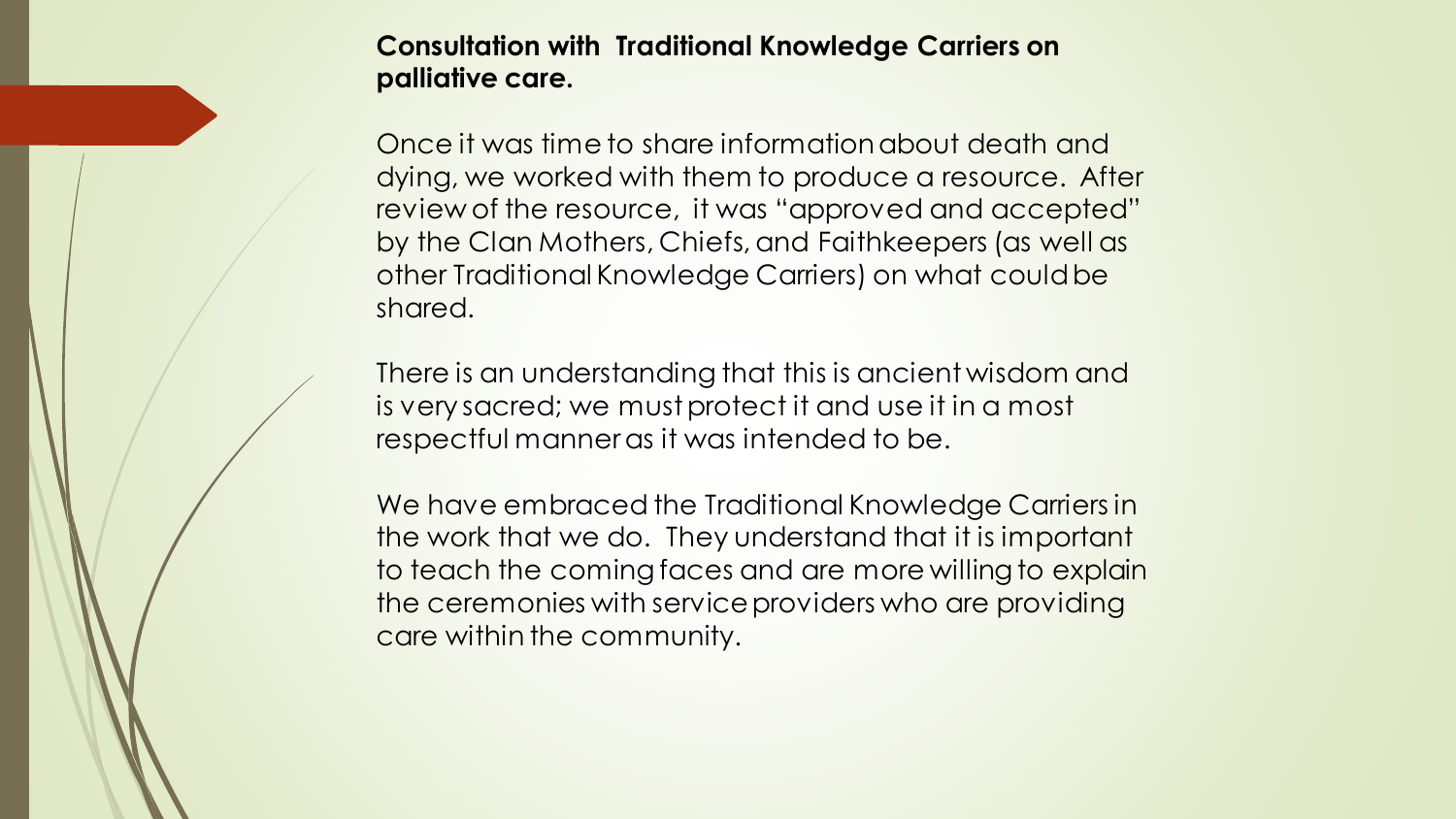## Consultation with Traditional Knowledge Carriers on palliative care.

Once it was time to share information about death and dying, we worked with them to produce a resource. After review of the resource, it was "approved and accepted" by the Clan Mothers, Chiefs, and Faithkeepers (as well as other Traditional Knowledge Carriers) on what could be shared.

There is an understanding that this is ancient wisdom and is very sacred; we must protect it and use it in a most respectful manner as it was intended to be.

We have embraced the Traditional Knowledge Carriers in the work that we do. They understand that it is important to teach the coming faces and are more willing to explain the ceremonies with service providers who are providing care within the community.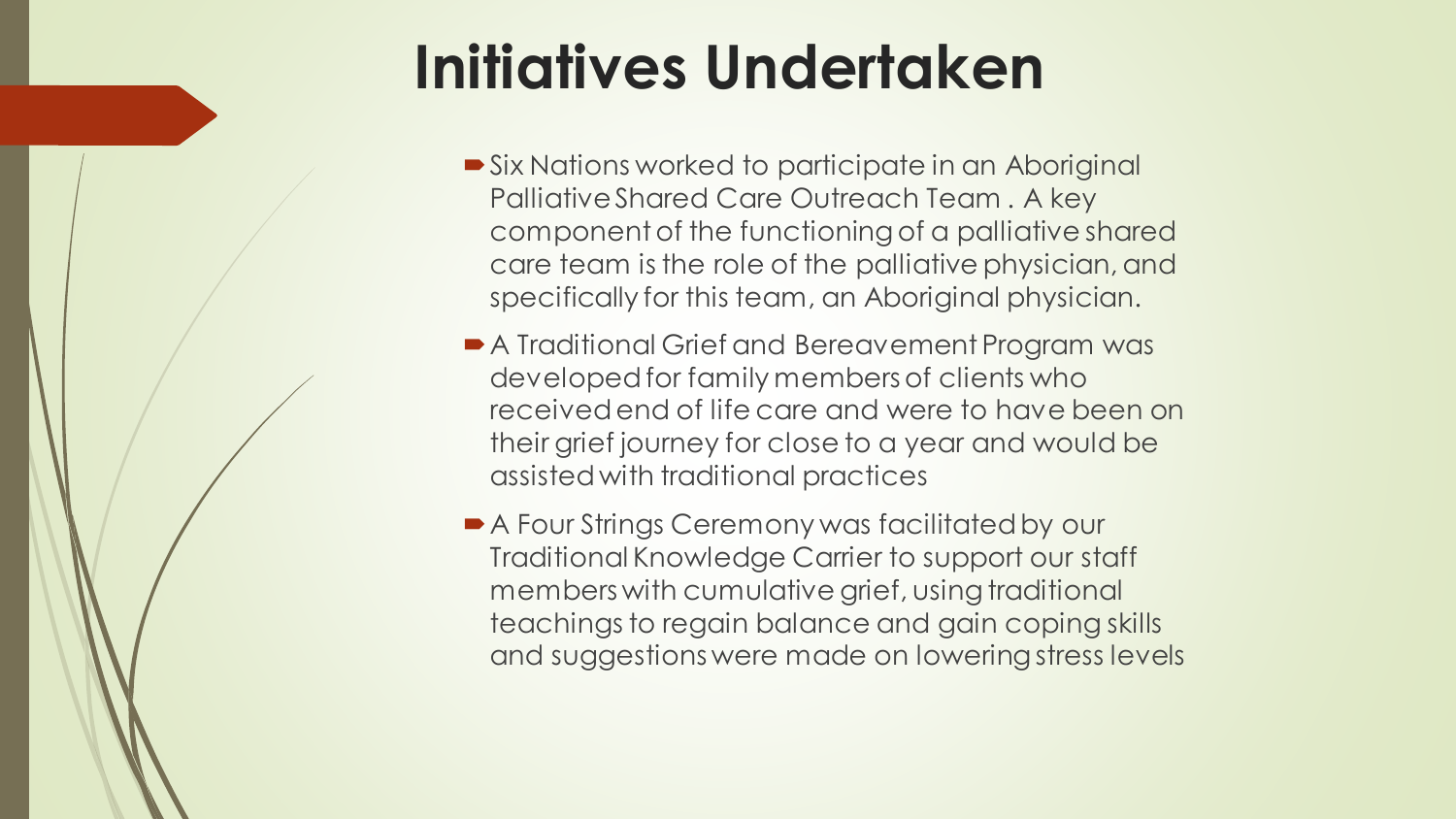# Initiatives Undertaken

- Six Nations worked to participate in an Aboriginal Palliative Shared Care Outreach Team . A key component of the functioning of a palliative shared care team is the role of the palliative physician, and specifically for this team, an Aboriginal physician.
- A Traditional Grief and Bereavement Program was developed for family members of clients who received end of life care and were to have been on their grief journey for close to a year and would be assisted with traditional practices
- A Four Strings Ceremony was facilitated by our Traditional Knowledge Carrier to support our staff members with cumulative grief, using traditional teachings to regain balance and gain coping skills and suggestions were made on lowering stress levels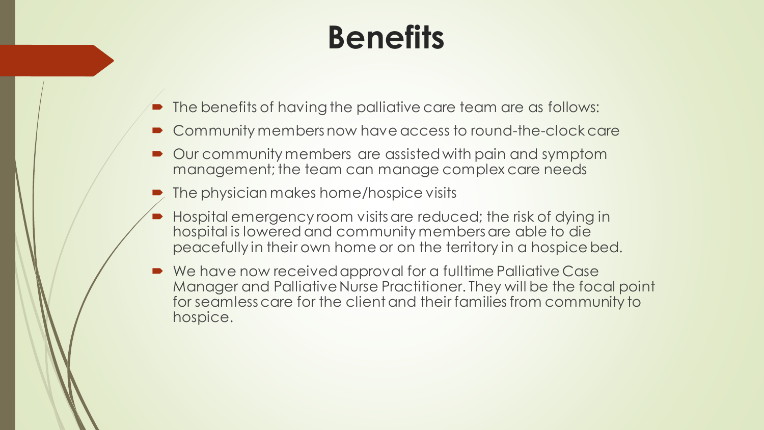# Benefits

- The benefits of having the palliative care team are as follows:
- Community members now have access to round-the-clock care
- Our community members are assisted with pain and symptom management; the team can manage complex care needs
- The physician makes home/hospice visits
- Hospital emergency room visits are reduced; the risk of dying in hospital is lowered and community members are able to die peacefully in their own home or on the territory in a hospice bed.
- We have now received approval for a fulltime Palliative Case Manager and Palliative Nurse Practitioner. They will be the focal point for seamless care for the client and their families from community to hospice.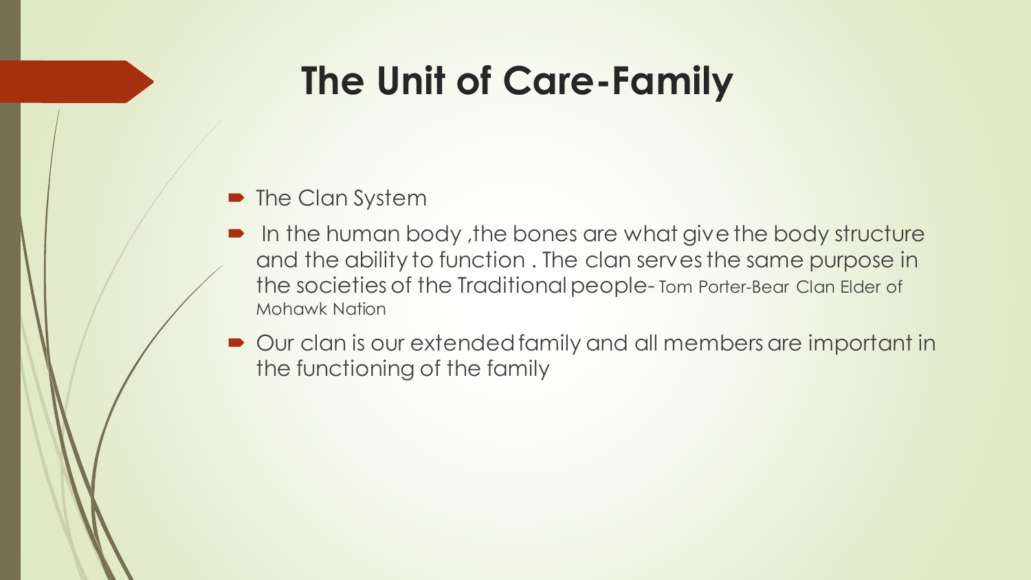# The Unit of Care-Family

- The Clan System
- In the human body ,the bones are what give the body structure and the ability to function . The clan serves the same purpose in the societies of the Traditional people- Tom Porter-Bear Clan Elder of Mohawk Nation
- Our clan is our extended family and all members are important in the functioning of the family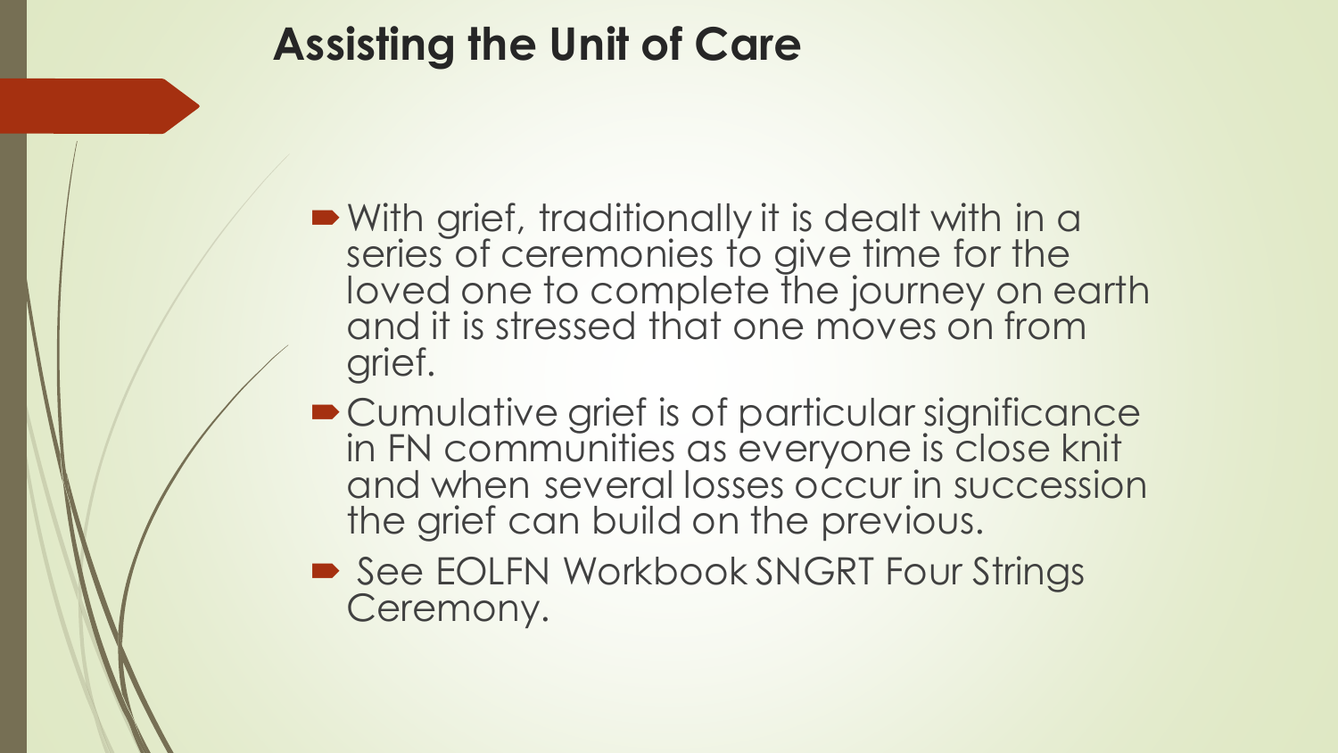# Assisting the Unit of Care

- With grief, traditionally it is dealt with in a series of ceremonies to give time for the loved one to complete the journey on earth and it is stressed that one moves on from grief.
- Cumulative grief is of particular significance in FN communities as everyone is close knit and when several losses occur in succession the grief can build on the previous.
- See EOLFN Workbook SNGRT Four Strings Ceremony.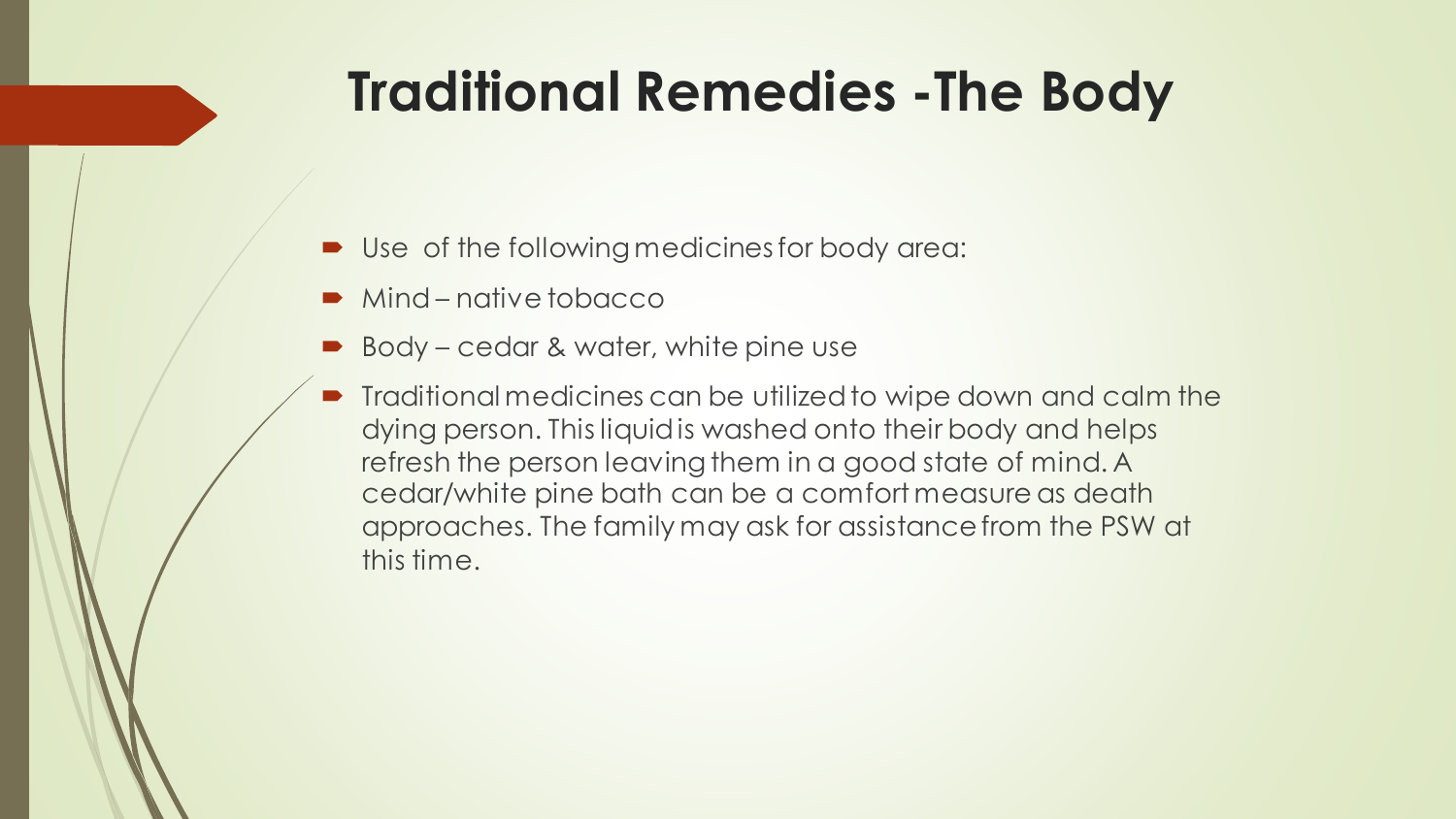# Traditional Remedies -The Body

- Use of the following medicines for body area:
- Mind – native tobacco
- Body – cedar & water, white pine use
- Traditional medicines can be utilized to wipe down and calm the dying person. This liquid is washed onto their body and helps refresh the person leaving them in a good state of mind. A cedar/white pine bath can be a comfort measure as death approaches. The family may ask for assistance from the PSW at this time.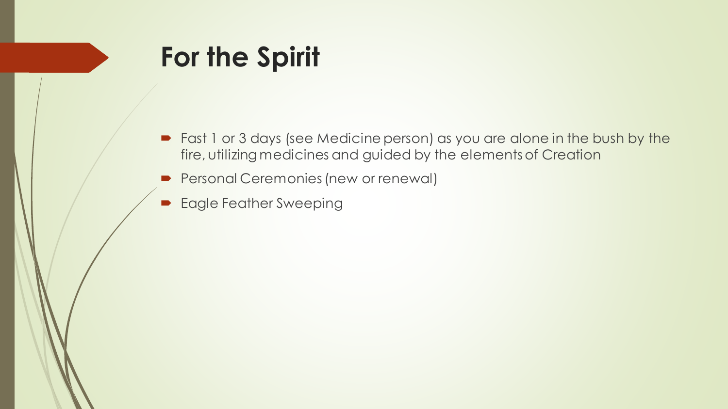# For the Spirit

- Fast 1 or 3 days (see Medicine person) as you are alone in the bush by the fire, utilizing medicines and guided by the elements of Creation
- Personal Ceremonies (new or renewal)
- Eagle Feather Sweeping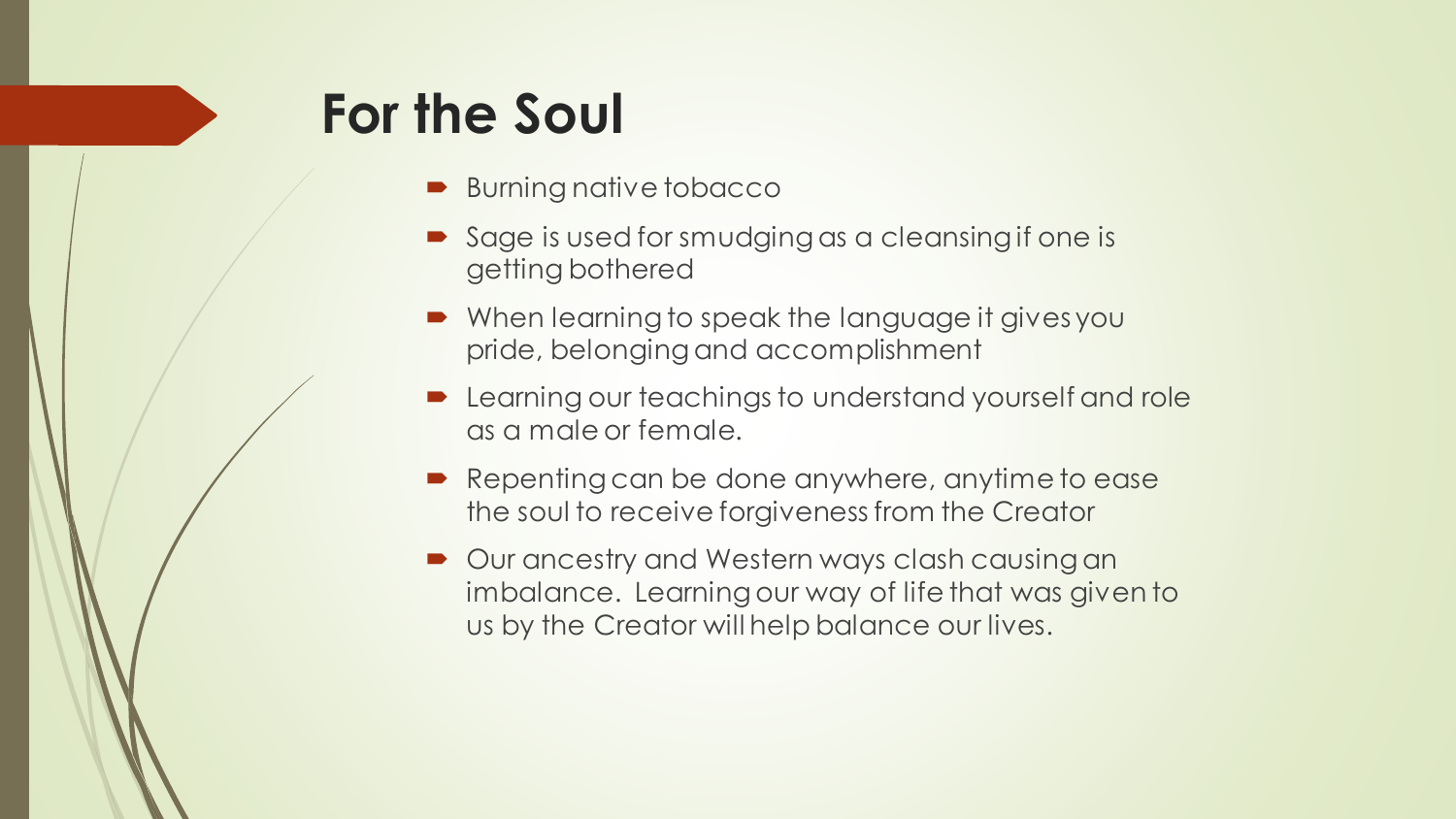# For the Soul

- Burning native tobacco
- Sage is used for smudging as a cleansing if one is getting bothered
- When learning to speak the language it gives you pride, belonging and accomplishment
- Learning our teachings to understand yourself and role as a male or female.
- Repenting can be done anywhere, anytime to ease the soul to receive forgiveness from the Creator
- Our ancestry and Western ways clash causing an imbalance. Learning our way of life that was given to us by the Creator will help balance our lives.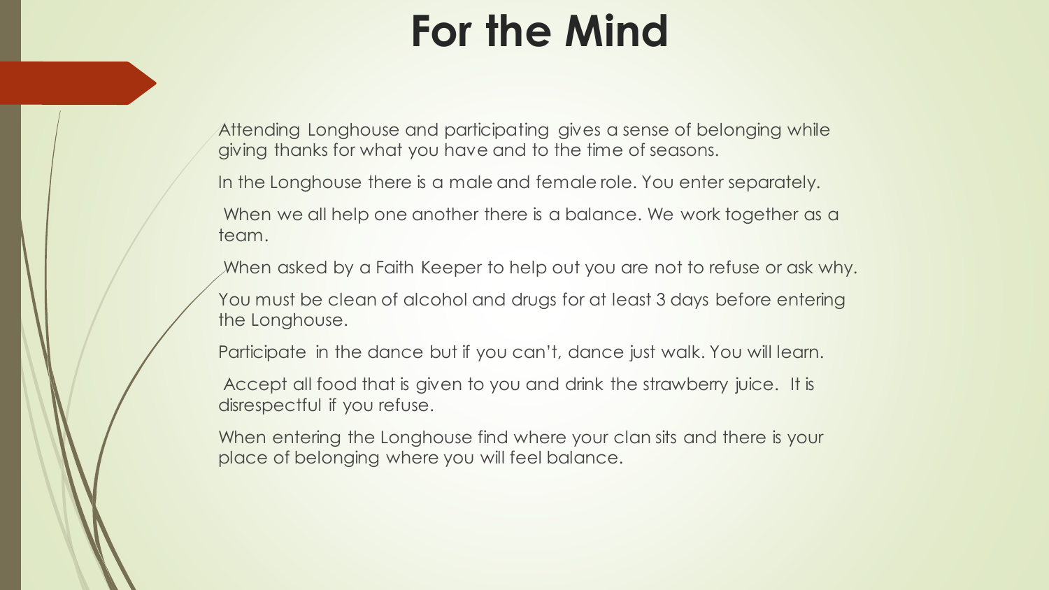# For the Mind

Attending Longhouse and participating gives a sense of belonging while giving thanks for what you have and to the time of seasons.

In the Longhouse there is a male and female role. You enter separately.

When we all help one another there is a balance. We work together as a team.

When asked by a Faith Keeper to help out you are not to refuse or ask why.

You must be clean of alcohol and drugs for at least 3 days before entering the Longhouse.

Participate in the dance but if you can't, dance just walk. You will learn.

Accept all food that is given to you and drink the strawberry juice. It is disrespectful if you refuse.

When entering the Longhouse find where your clan sits and there is your place of belonging where you will feel balance.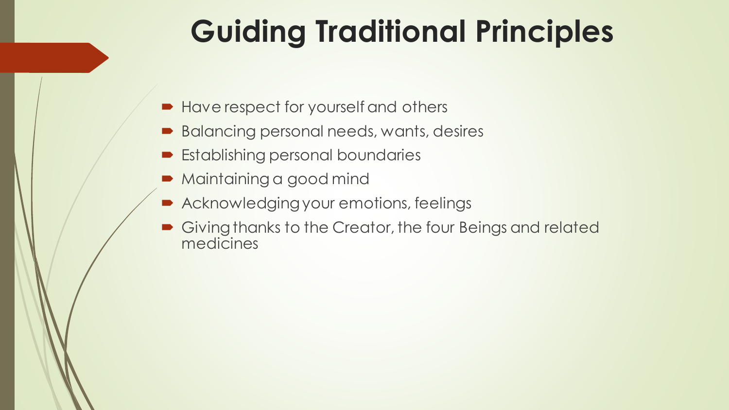# Guiding Traditional Principles

- Have respect for yourself and others
- Balancing personal needs, wants, desires
- Establishing personal boundaries
- Maintaining a good mind
- Acknowledging your emotions, feelings
- Giving thanks to the Creator, the four Beings and related medicines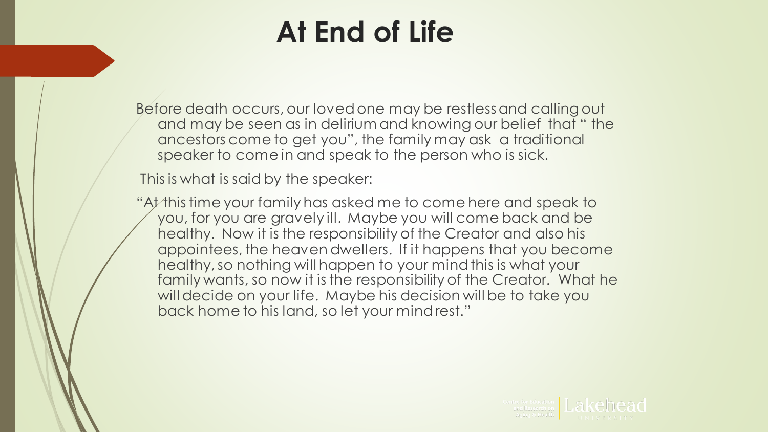# At End of Life

Before death occurs, our loved one may be restless and calling out and may be seen as in delirium and knowing our belief that " the ancestors come to get you", the family may ask a traditional speaker to come in and speak to the person who is sick.

This is what is said by the speaker:

"At this time your family has asked me to come here and speak to you, for you are gravely ill. Maybe you will come back and be healthy. Now it is the responsibility of the Creator and also his appointees, the heaven dwellers. If it happens that you become healthy, so nothing will happen to your mind this is what your family wants, so now it is the responsibility of the Creator. What he will decide on your life. Maybe his decision will be to take you back home to his land, so let your mind rest."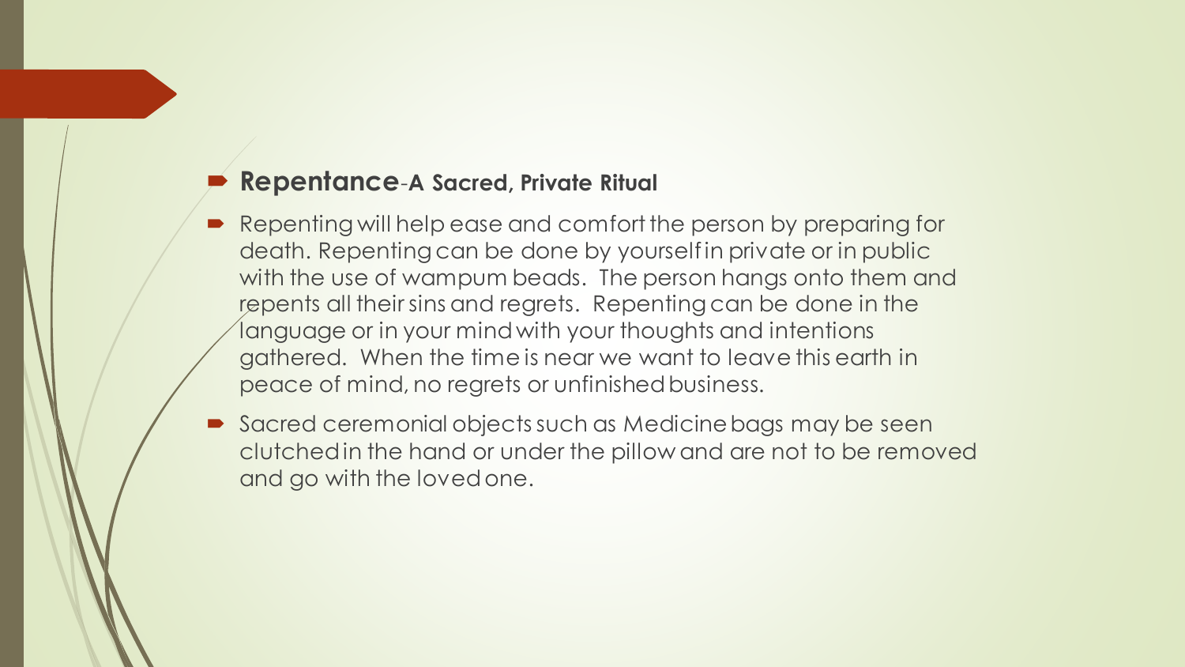- **Repentance**-**A Sacred, Private Ritual**
- Repenting will help ease and comfort the person by preparing for death. Repenting can be done by yourself in private or in public with the use of wampum beads. The person hangs onto them and repents all their sins and regrets. Repenting can be done in the language or in your mind with your thoughts and intentions gathered. When the time is near we want to leave this earth in peace of mind, no regrets or unfinished business.
- Sacred ceremonial objects such as Medicine bags may be seen clutched in the hand or under the pillow and are not to be removed and go with the loved one.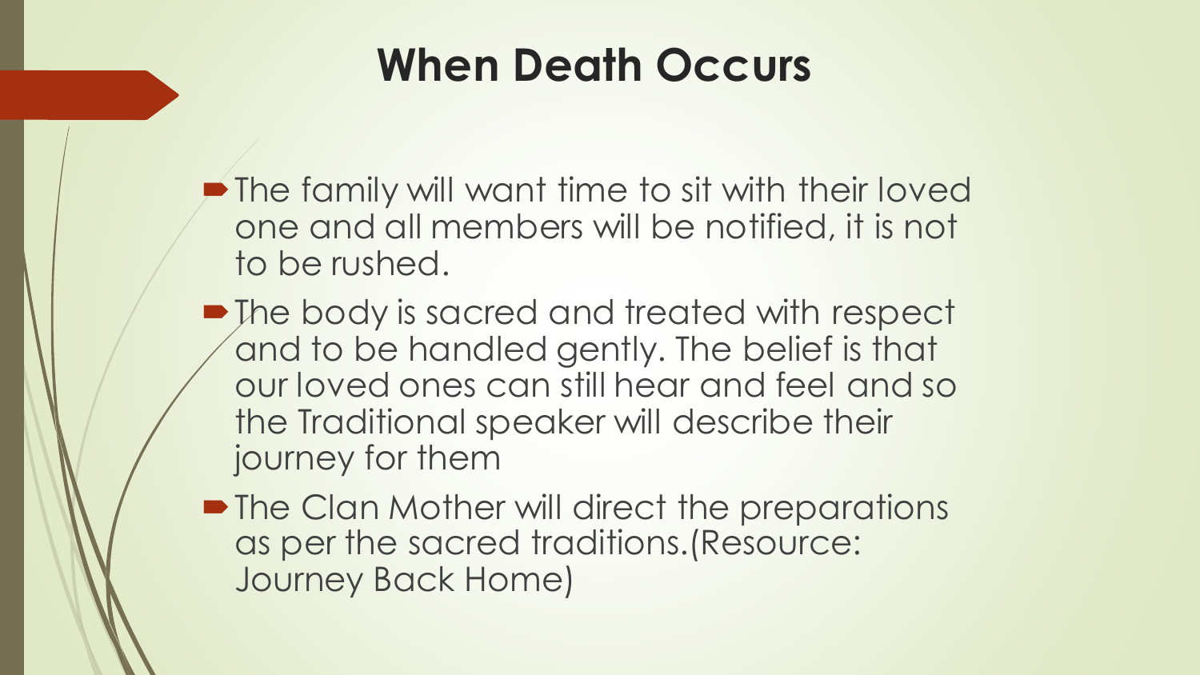# When Death Occurs

- The family will want time to sit with their loved one and all members will be notified, it is not to be rushed.
- The body is sacred and treated with respect and to be handled gently. The belief is that our loved ones can still hear and feel and so the Traditional speaker will describe their journey for them
- The Clan Mother will direct the preparations as per the sacred traditions.(Resource: Journey Back Home)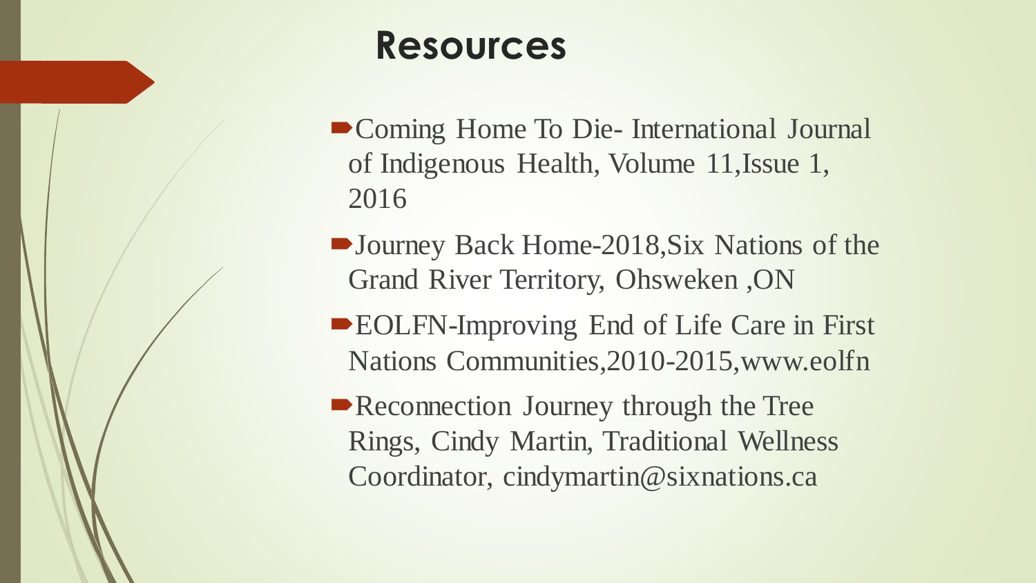# Resources

- Coming Home To Die- International Journal of Indigenous Health, Volume 11,Issue 1, 2016
- Journey Back Home-2018,Six Nations of the Grand River Territory, Ohsweken ,ON
- EOLFN-Improving End of Life Care in First Nations Communities,2010-2015,www.eolfn
- Reconnection Journey through the Tree Rings, Cindy Martin, Traditional Wellness Coordinator, cindymartin@sixnations.ca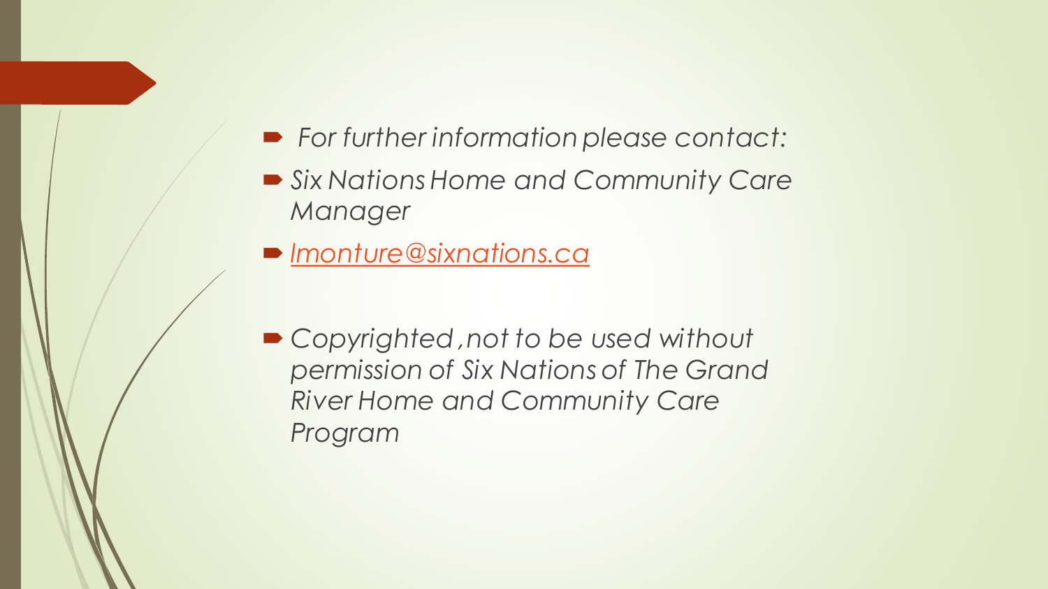- *For further information please contact:*
- *Six Nations Home and Community Care Manager*
- *lmonture@sixnations.ca*

- *Copyrighted ,not to be used without permission of Six Nations of The Grand River Home and Community Care Program*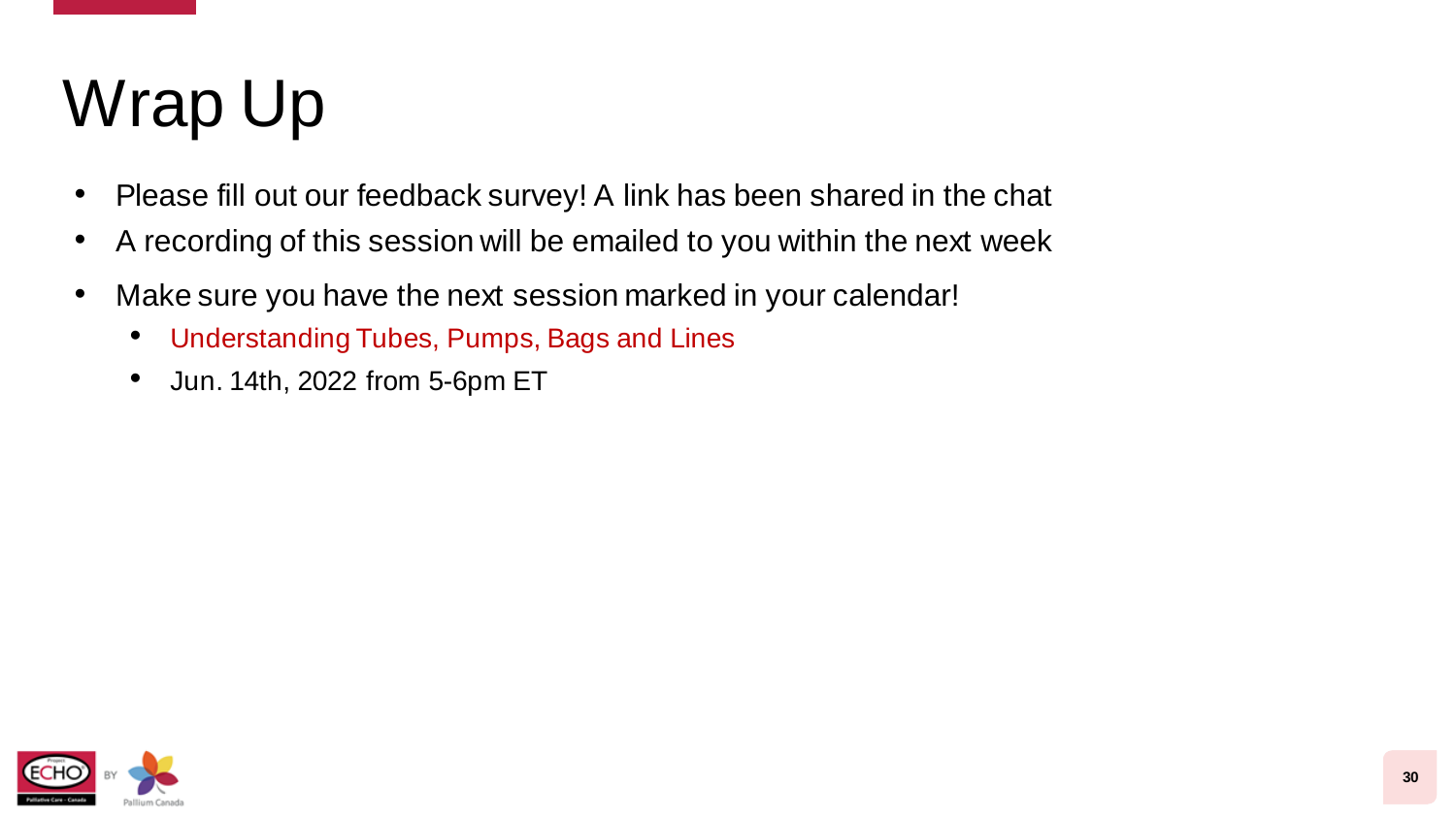# Wrap Up

- Please fill out our feedback survey! A link has been shared in the chat
- A recording of this session will be emailed to you within the next week
- Make sure you have the next session marked in your calendar!
  - Understanding Tubes, Pumps, Bags and Lines
  - Jun. 14th, 2022 from 5-6pm ET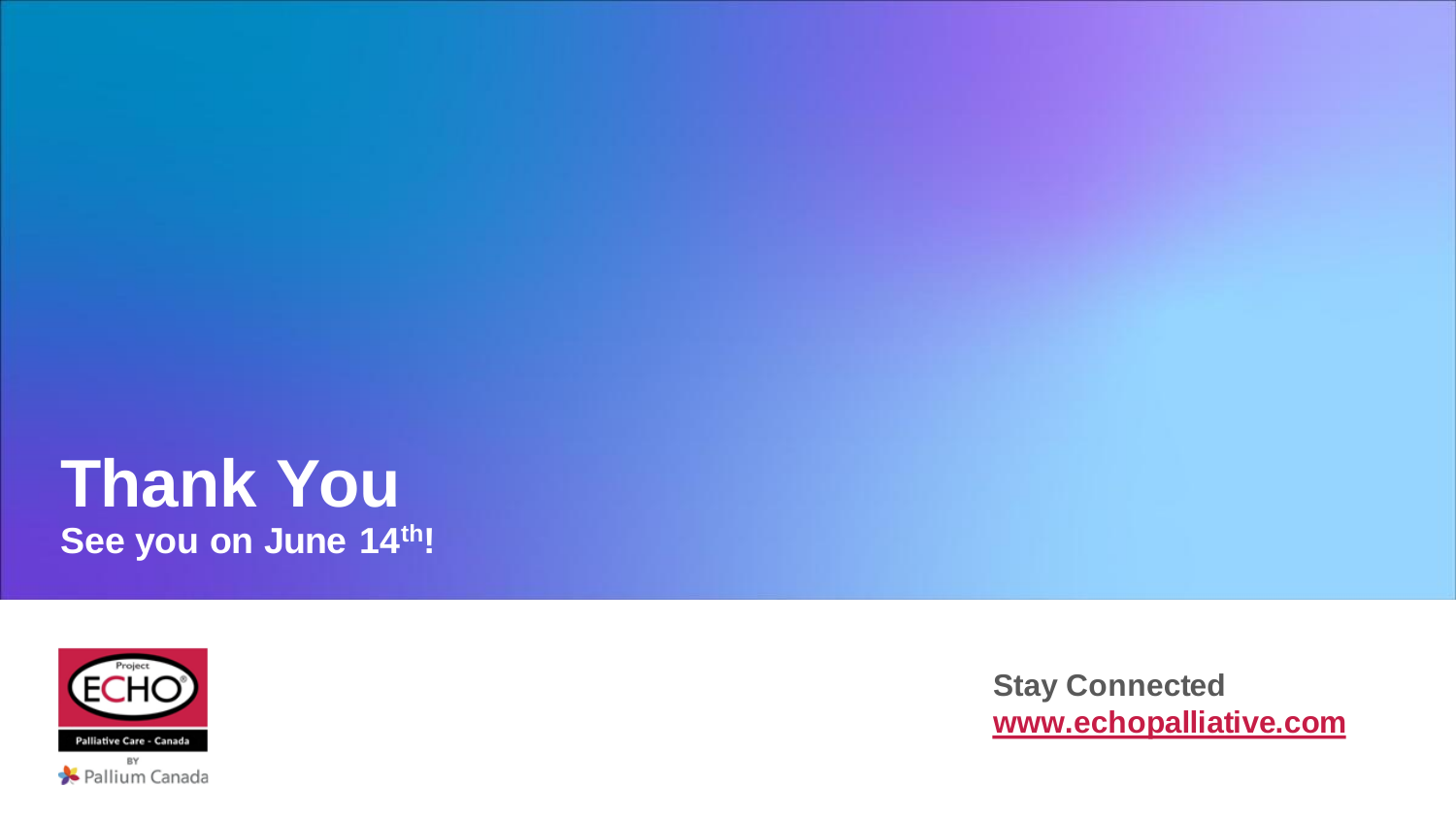# Thank You

**See you on June 14th!**

Project ECHO

Palliative Care - Canada

BY

Pallium Canada

**Stay Connected**

**www.echopalliative.com**